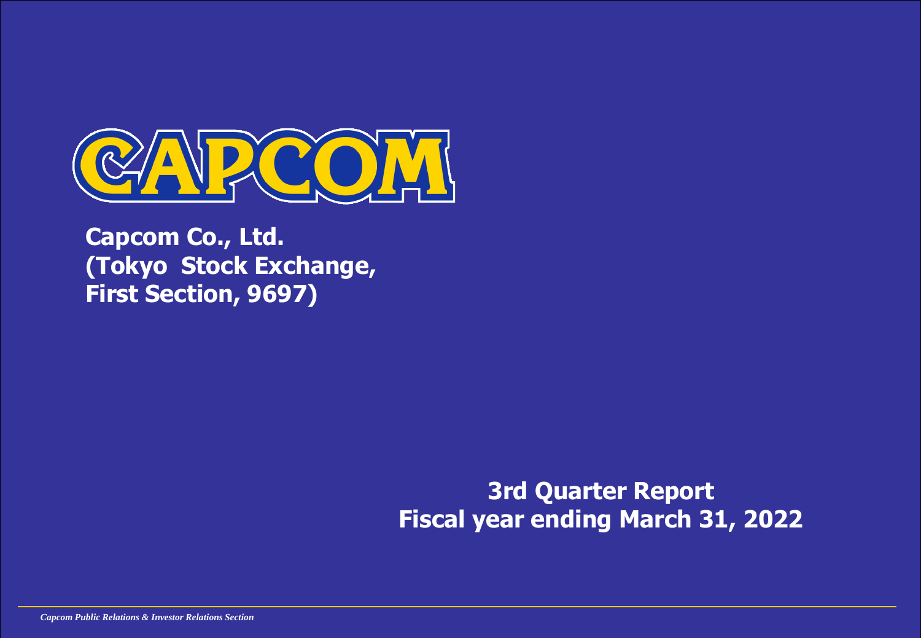# CAPCOM

**Capcom Co., Ltd.**
**(Tokyo Stock Exchange,**
**First Section, 9697)**

## 3rd Quarter Report
## Fiscal year ending March 31, 2022

*Capcom Public Relations & Investor Relations Section*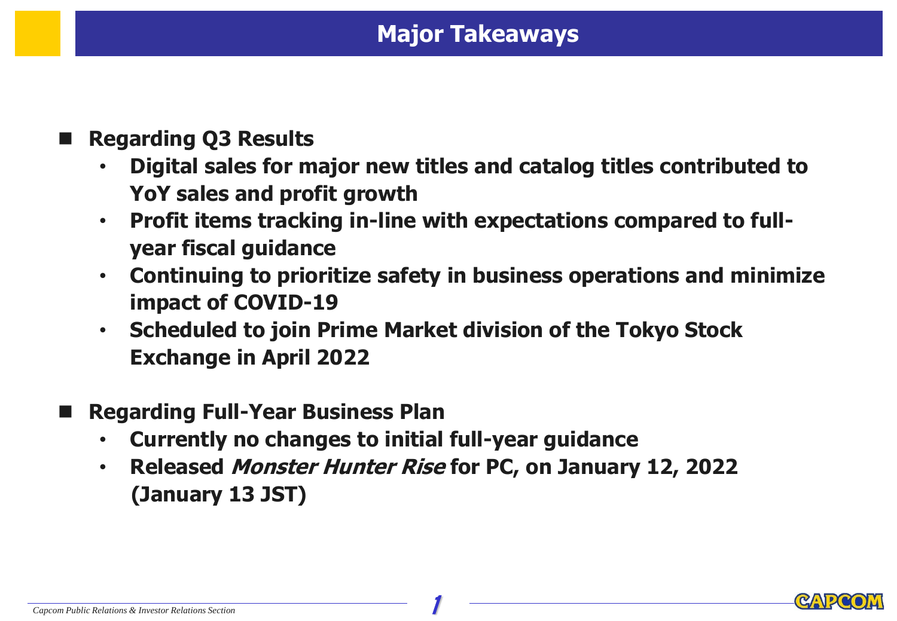# Major Takeaways

- **Regarding Q3 Results**
  - **Digital sales for major new titles and catalog titles contributed to YoY sales and profit growth**
  - **Profit items tracking in-line with expectations compared to full-year fiscal guidance**
  - **Continuing to prioritize safety in business operations and minimize impact of COVID-19**
  - **Scheduled to join Prime Market division of the Tokyo Stock Exchange in April 2022**

- **Regarding Full-Year Business Plan**
  - **Currently no changes to initial full-year guidance**
  - **Released *Monster Hunter Rise* for PC, on January 12, 2022 (January 13 JST)**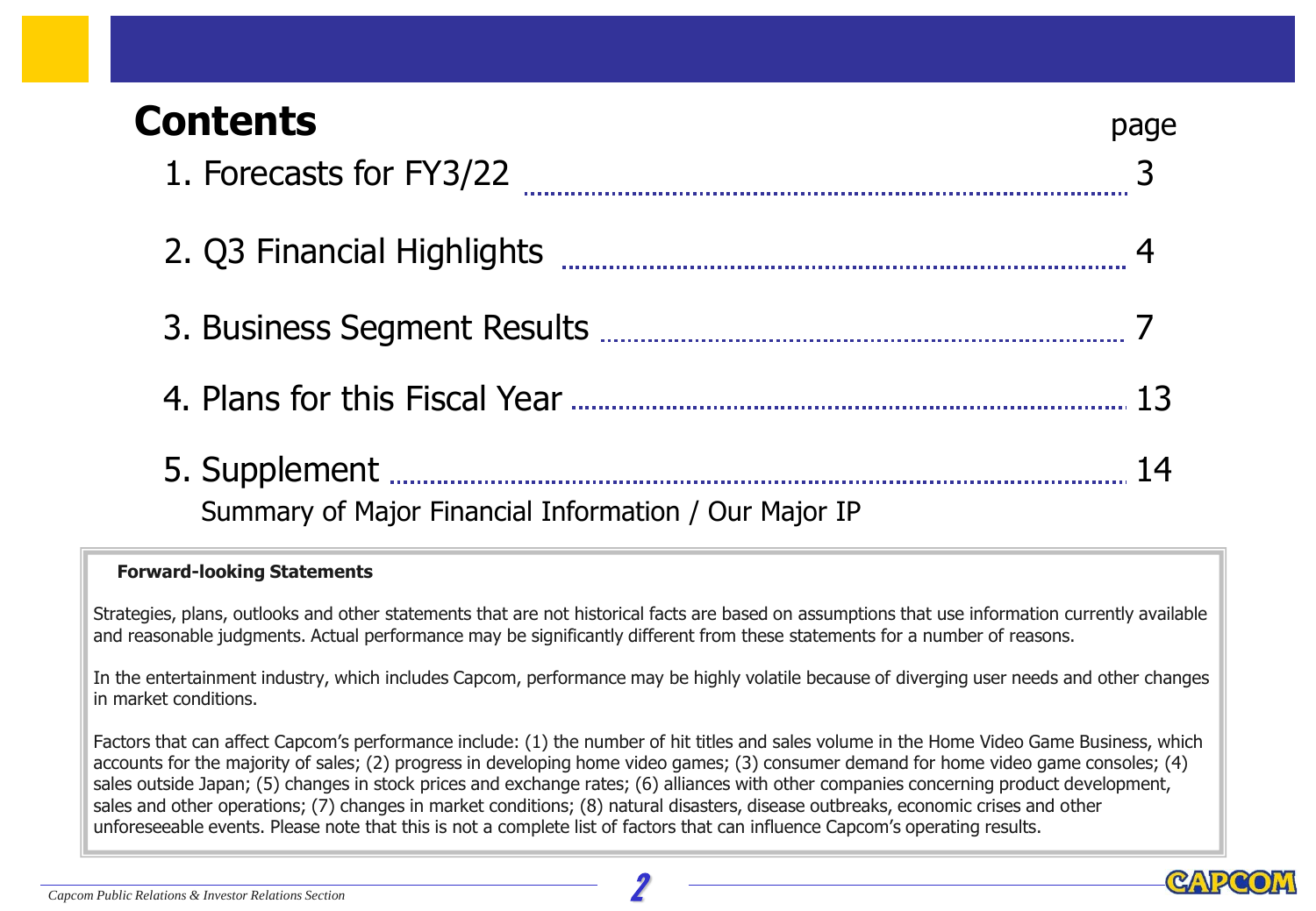# Contents

| | page |
|---|---|
| 1. Forecasts for FY3/22 | 3 |
| 2. Q3 Financial Highlights | 4 |
| 3. Business Segment Results | 7 |
| 4. Plans for this Fiscal Year | 13 |
| 5. Supplement<br>Summary of Major Financial Information / Our Major IP | 14 |

**Forward-looking Statements**

Strategies, plans, outlooks and other statements that are not historical facts are based on assumptions that use information currently available and reasonable judgments. Actual performance may be significantly different from these statements for a number of reasons.

In the entertainment industry, which includes Capcom, performance may be highly volatile because of diverging user needs and other changes in market conditions.

Factors that can affect Capcom's performance include: (1) the number of hit titles and sales volume in the Home Video Game Business, which accounts for the majority of sales; (2) progress in developing home video games; (3) consumer demand for home video game consoles; (4) sales outside Japan; (5) changes in stock prices and exchange rates; (6) alliances with other companies concerning product development, sales and other operations; (7) changes in market conditions; (8) natural disasters, disease outbreaks, economic crises and other unforeseeable events. Please note that this is not a complete list of factors that can influence Capcom's operating results.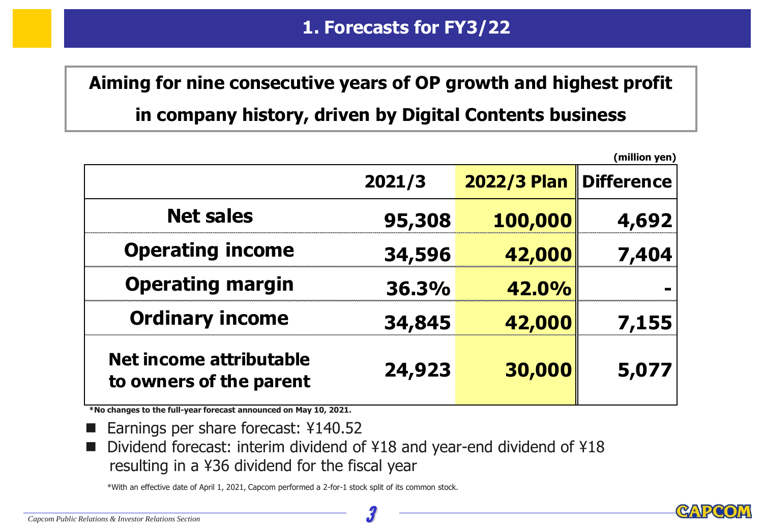# 1. Forecasts for FY3/22

**Aiming for nine consecutive years of OP growth and highest profit in company history, driven by Digital Contents business**

(million yen)

| | 2021/3 | 2022/3 Plan | Difference |
|---|---|---|---|
| Net sales | 95,308 | 100,000 | 4,692 |
| Operating income | 34,596 | 42,000 | 7,404 |
| Operating margin | 36.3% | 42.0% | - |
| Ordinary income | 34,845 | 42,000 | 7,155 |
| Net income attributable to owners of the parent | 24,923 | 30,000 | 5,077 |

*No changes to the full-year forecast announced on May 10, 2021.

- Earnings per share forecast: ¥140.52
- Dividend forecast: interim dividend of ¥18 and year-end dividend of ¥18 resulting in a ¥36 dividend for the fiscal year

*With an effective date of April 1, 2021, Capcom performed a 2-for-1 stock split of its common stock.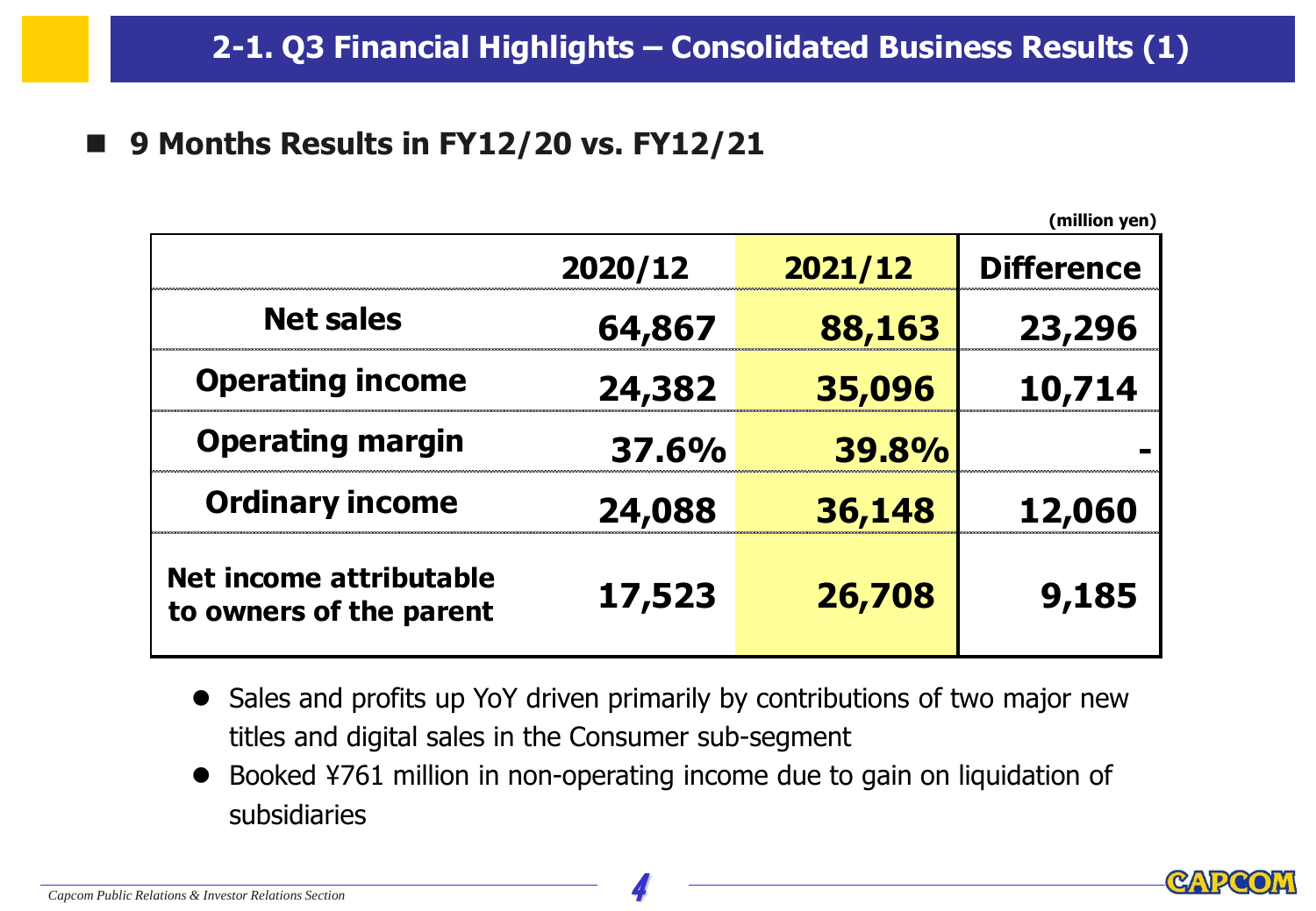# 2-1. Q3 Financial Highlights – Consolidated Business Results (1)

## 9 Months Results in FY12/20 vs. FY12/21

(million yen)

| | 2020/12 | 2021/12 | Difference |
|---|---|---|---|
| Net sales | 64,867 | 88,163 | 23,296 |
| Operating income | 24,382 | 35,096 | 10,714 |
| Operating margin | 37.6% | 39.8% | - |
| Ordinary income | 24,088 | 36,148 | 12,060 |
| Net income attributable to owners of the parent | 17,523 | 26,708 | 9,185 |

- Sales and profits up YoY driven primarily by contributions of two major new titles and digital sales in the Consumer sub-segment
- Booked ¥761 million in non-operating income due to gain on liquidation of subsidiaries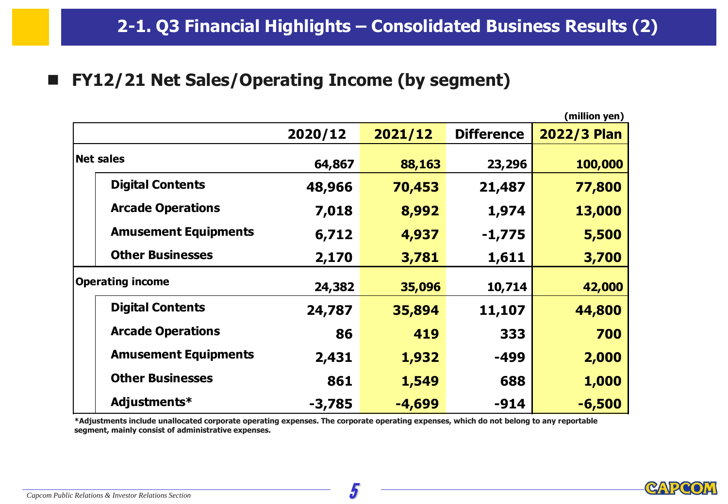# 2-1. Q3 Financial Highlights – Consolidated Business Results (2)

## ■ FY12/21 Net Sales/Operating Income (by segment)

(million yen)

| | 2020/12 | 2021/12 | Difference | 2022/3 Plan |
|---|---|---|---|---|
| **Net sales** | 64,867 | 88,163 | 23,296 | 100,000 |
| Digital Contents | 48,966 | 70,453 | 21,487 | 77,800 |
| Arcade Operations | 7,018 | 8,992 | 1,974 | 13,000 |
| Amusement Equipments | 6,712 | 4,937 | -1,775 | 5,500 |
| Other Businesses | 2,170 | 3,781 | 1,611 | 3,700 |
| **Operating income** | 24,382 | 35,096 | 10,714 | 42,000 |
| Digital Contents | 24,787 | 35,894 | 11,107 | 44,800 |
| Arcade Operations | 86 | 419 | 333 | 700 |
| Amusement Equipments | 2,431 | 1,932 | -499 | 2,000 |
| Other Businesses | 861 | 1,549 | 688 | 1,000 |
| Adjustments* | -3,785 | -4,699 | -914 | -6,500 |

*Adjustments include unallocated corporate operating expenses. The corporate operating expenses, which do not belong to any reportable segment, mainly consist of administrative expenses.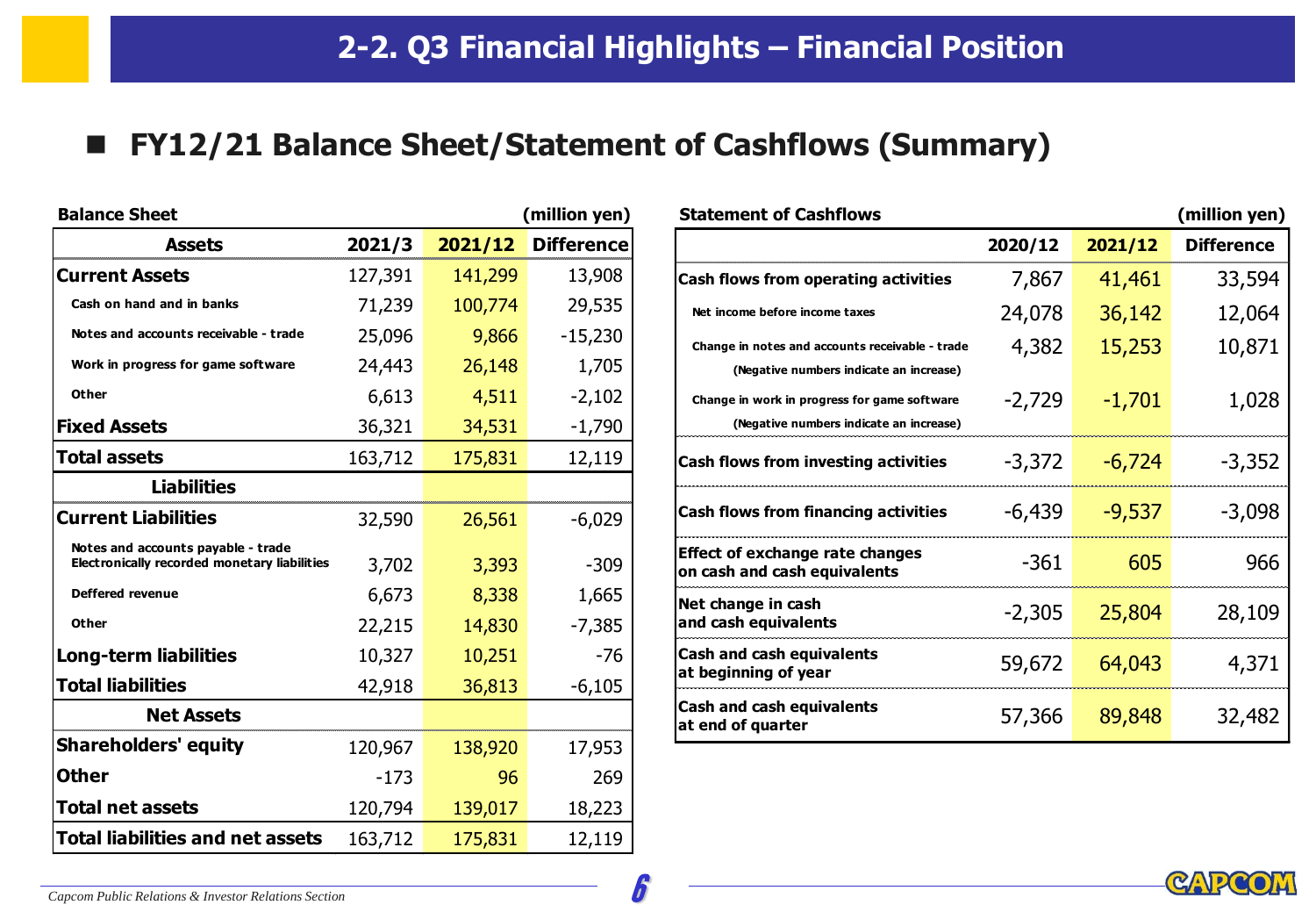# 2-2. Q3 Financial Highlights – Financial Position

## FY12/21 Balance Sheet/Statement of Cashflows (Summary)

**Balance Sheet** (million yen)

| Assets | 2021/3 | 2021/12 | Difference |
|---|---|---|---|
| **Current Assets** | 127,391 | 141,299 | 13,908 |
| Cash on hand and in banks | 71,239 | 100,774 | 29,535 |
| Notes and accounts receivable - trade | 25,096 | 9,866 | -15,230 |
| Work in progress for game software | 24,443 | 26,148 | 1,705 |
| Other | 6,613 | 4,511 | -2,102 |
| **Fixed Assets** | 36,321 | 34,531 | -1,790 |
| **Total assets** | 163,712 | 175,831 | 12,119 |
| **Liabilities** | | | |
| **Current Liabilities** | 32,590 | 26,561 | -6,029 |
| Notes and accounts payable - trade Electronically recorded monetary liabilities | 3,702 | 3,393 | -309 |
| Deffered revenue | 6,673 | 8,338 | 1,665 |
| Other | 22,215 | 14,830 | -7,385 |
| **Long-term liabilities** | 10,327 | 10,251 | -76 |
| **Total liabilities** | 42,918 | 36,813 | -6,105 |
| **Net Assets** | | | |
| **Shareholders' equity** | 120,967 | 138,920 | 17,953 |
| **Other** | -173 | 96 | 269 |
| **Total net assets** | 120,794 | 139,017 | 18,223 |
| **Total liabilities and net assets** | 163,712 | 175,831 | 12,119 |

**Statement of Cashflows** (million yen)

| | 2020/12 | 2021/12 | Difference |
|---|---|---|---|
| **Cash flows from operating activities** | 7,867 | 41,461 | 33,594 |
| Net income before income taxes | 24,078 | 36,142 | 12,064 |
| Change in notes and accounts receivable - trade (Negative numbers indicate an increase) | 4,382 | 15,253 | 10,871 |
| Change in work in progress for game software (Negative numbers indicate an increase) | -2,729 | -1,701 | 1,028 |
| **Cash flows from investing activities** | -3,372 | -6,724 | -3,352 |
| **Cash flows from financing activities** | -6,439 | -9,537 | -3,098 |
| **Effect of exchange rate changes on cash and cash equivalents** | -361 | 605 | 966 |
| **Net change in cash and cash equivalents** | -2,305 | 25,804 | 28,109 |
| **Cash and cash equivalents at beginning of year** | 59,672 | 64,043 | 4,371 |
| **Cash and cash equivalents at end of quarter** | 57,366 | 89,848 | 32,482 |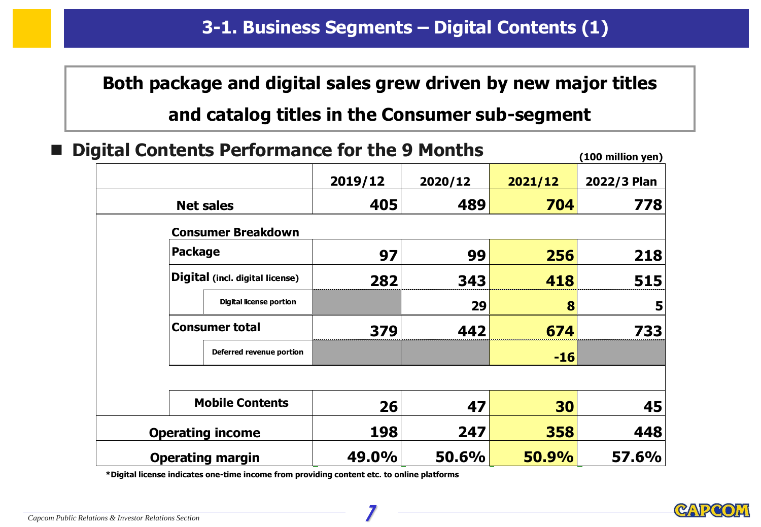# 3-1. Business Segments – Digital Contents (1)

**Both package and digital sales grew driven by new major titles and catalog titles in the Consumer sub-segment**

## ■ Digital Contents Performance for the 9 Months

(100 million yen)

| | 2019/12 | 2020/12 | 2021/12 | 2022/3 Plan |
|---|---|---|---|---|
| **Net sales** | 405 | 489 | 704 | 778 |
| **Consumer Breakdown** | | | | |
| Package | 97 | 99 | 256 | 218 |
| Digital (incl. digital license) | 282 | 343 | 418 | 515 |
| Digital license portion | | 29 | 8 | 5 |
| Consumer total | 379 | 442 | 674 | 733 |
| Deferred revenue portion | | | -16 | |
| Mobile Contents | 26 | 47 | 30 | 45 |
| **Operating income** | 198 | 247 | 358 | 448 |
| **Operating margin** | 49.0% | 50.6% | 50.9% | 57.6% |

*Digital license indicates one-time income from providing content etc. to online platforms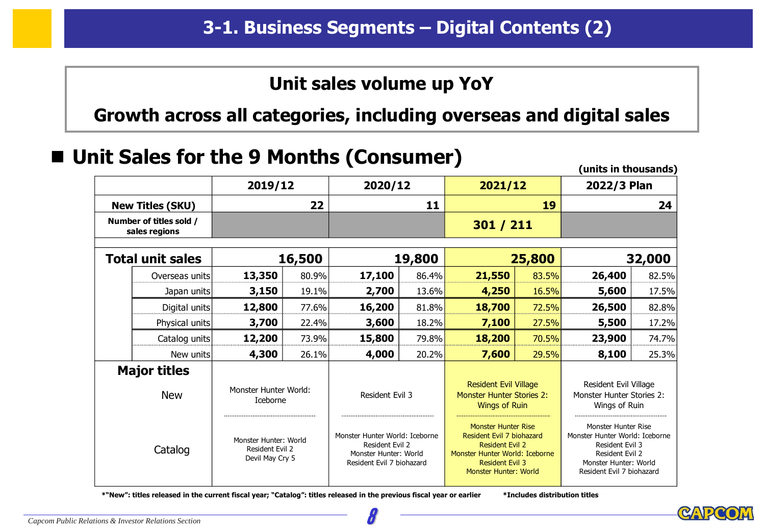# 3-1. Business Segments – Digital Contents (2)

**Unit sales volume up YoY**

**Growth across all categories, including overseas and digital sales**

## ■ Unit Sales for the 9 Months (Consumer)

(units in thousands)

| | | 2019/12 | | 2020/12 | | 2021/12 | | 2022/3 Plan | |
|---|---|---|---|---|---|---|---|---|---|
| New Titles (SKU) | | 22 | | 11 | | 19 | | 24 | |
| Number of titles sold / sales regions | | | | | | 301 / 211 | | | |
| Total unit sales | | 16,500 | | 19,800 | | 25,800 | | 32,000 | |
| | Overseas units | 13,350 | 80.9% | 17,100 | 86.4% | 21,550 | 83.5% | 26,400 | 82.5% |
| | Japan units | 3,150 | 19.1% | 2,700 | 13.6% | 4,250 | 16.5% | 5,600 | 17.5% |
| | Digital units | 12,800 | 77.6% | 16,200 | 81.8% | 18,700 | 72.5% | 26,500 | 82.8% |
| | Physical units | 3,700 | 22.4% | 3,600 | 18.2% | 7,100 | 27.5% | 5,500 | 17.2% |
| | Catalog units | 12,200 | 73.9% | 15,800 | 79.8% | 18,200 | 70.5% | 23,900 | 74.7% |
| | New units | 4,300 | 26.1% | 4,000 | 20.2% | 7,600 | 29.5% | 8,100 | 25.3% |
| Major titles | New | Monster Hunter World: Iceborne | | Resident Evil 3 | | Resident Evil Village<br>Monster Hunter Stories 2: Wings of Ruin | | Resident Evil Village<br>Monster Hunter Stories 2: Wings of Ruin | |
| | Catalog | Monster Hunter: World<br>Resident Evil 2<br>Devil May Cry 5 | | Monster Hunter World: Iceborne<br>Resident Evil 2<br>Monster Hunter: World<br>Resident Evil 7 biohazard | | Monster Hunter Rise<br>Resident Evil 7 biohazard<br>Resident Evil 2<br>Monster Hunter World: Iceborne<br>Resident Evil 3<br>Monster Hunter: World | | Monster Hunter Rise<br>Monster Hunter World: Iceborne<br>Resident Evil 3<br>Resident Evil 2<br>Monster Hunter: World<br>Resident Evil 7 biohazard | |

*"New": titles released in the current fiscal year; "Catalog": titles released in the previous fiscal year or earlier　　*Includes distribution titles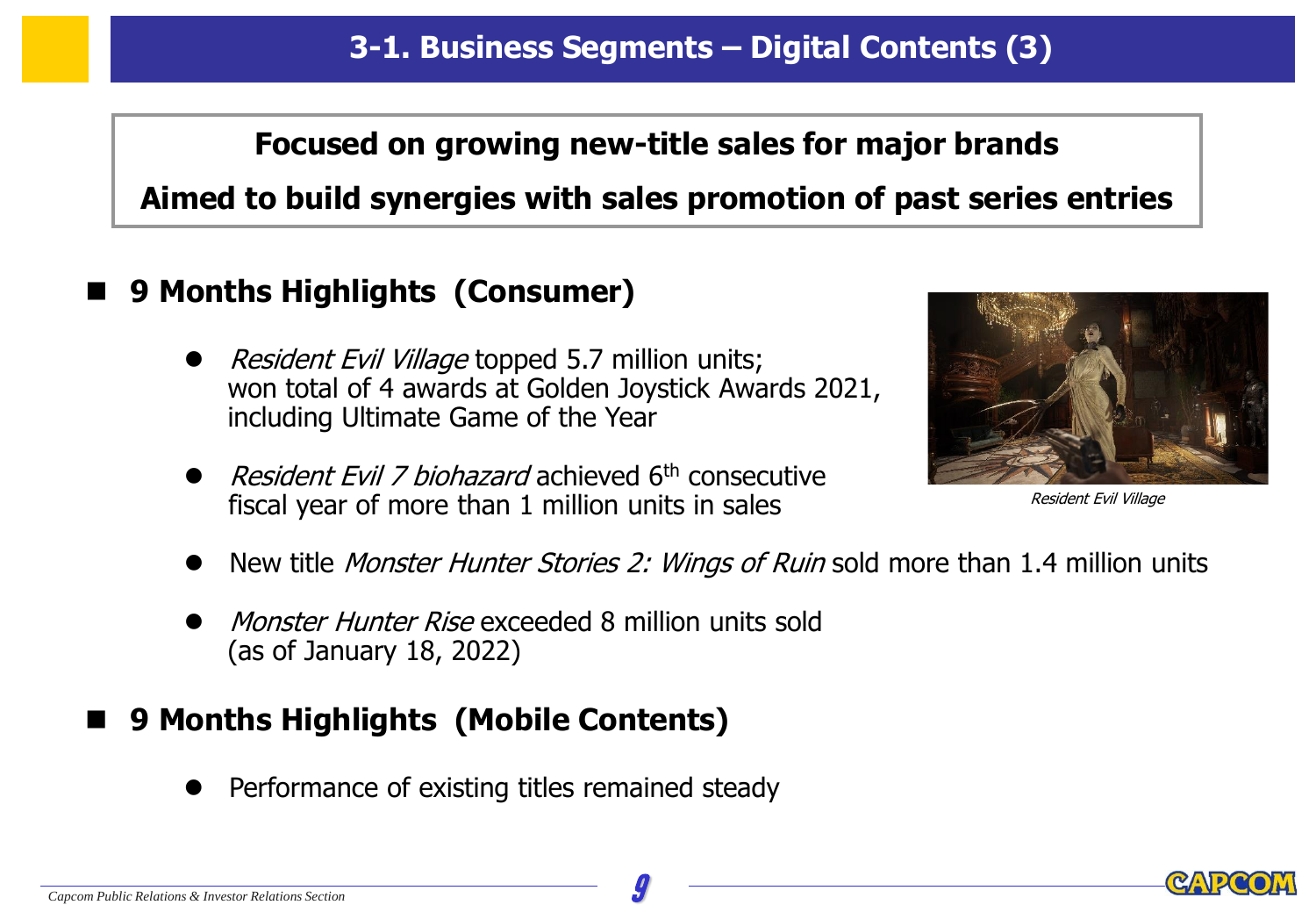# 3-1. Business Segments – Digital Contents (3)

**Focused on growing new-title sales for major brands**

**Aimed to build synergies with sales promotion of past series entries**

## 9 Months Highlights (Consumer)

- *Resident Evil Village* topped 5.7 million units; won total of 4 awards at Golden Joystick Awards 2021, including Ultimate Game of the Year
- *Resident Evil 7 biohazard* achieved 6th consecutive fiscal year of more than 1 million units in sales

*Resident Evil Village*

- New title *Monster Hunter Stories 2: Wings of Ruin* sold more than 1.4 million units
- *Monster Hunter Rise* exceeded 8 million units sold (as of January 18, 2022)

## 9 Months Highlights (Mobile Contents)

- Performance of existing titles remained steady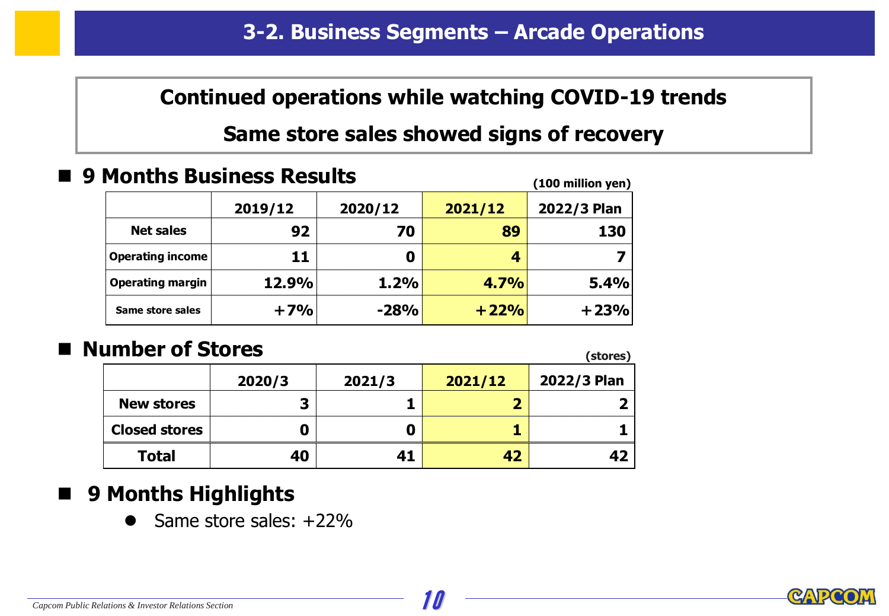# 3-2. Business Segments – Arcade Operations

**Continued operations while watching COVID-19 trends**

**Same store sales showed signs of recovery**

## 9 Months Business Results

(100 million yen)

| | 2019/12 | 2020/12 | 2021/12 | 2022/3 Plan |
|---|---|---|---|---|
| Net sales | 92 | 70 | 89 | 130 |
| Operating income | 11 | 0 | 4 | 7 |
| Operating margin | 12.9% | 1.2% | 4.7% | 5.4% |
| Same store sales | +7% | -28% | +22% | +23% |

## Number of Stores

(stores)

| | 2020/3 | 2021/3 | 2021/12 | 2022/3 Plan |
|---|---|---|---|---|
| New stores | 3 | 1 | 2 | 2 |
| Closed stores | 0 | 0 | 1 | 1 |
| Total | 40 | 41 | 42 | 42 |

## 9 Months Highlights

- Same store sales: +22%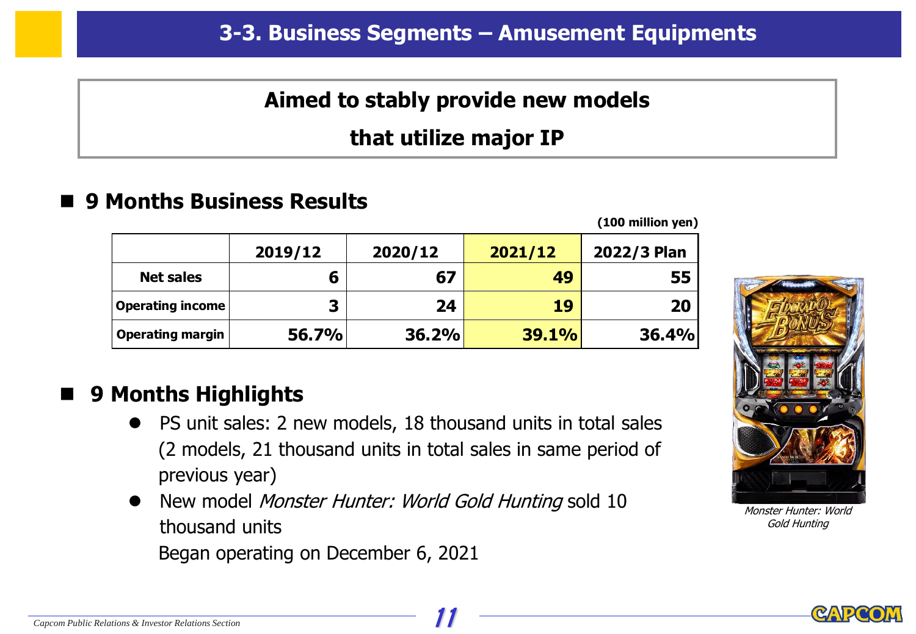# 3-3. Business Segments – Amusement Equipments

**Aimed to stably provide new models that utilize major IP**

## 9 Months Business Results

(100 million yen)

| | 2019/12 | 2020/12 | 2021/12 | 2022/3 Plan |
|---|---|---|---|---|
| Net sales | 6 | 67 | 49 | 55 |
| Operating income | 3 | 24 | 19 | 20 |
| Operating margin | 56.7% | 36.2% | 39.1% | 36.4% |

## 9 Months Highlights

- PS unit sales: 2 new models, 18 thousand units in total sales (2 models, 21 thousand units in total sales in same period of previous year)
- New model *Monster Hunter: World Gold Hunting* sold 10 thousand units
  Began operating on December 6, 2021

*Monster Hunter: World Gold Hunting*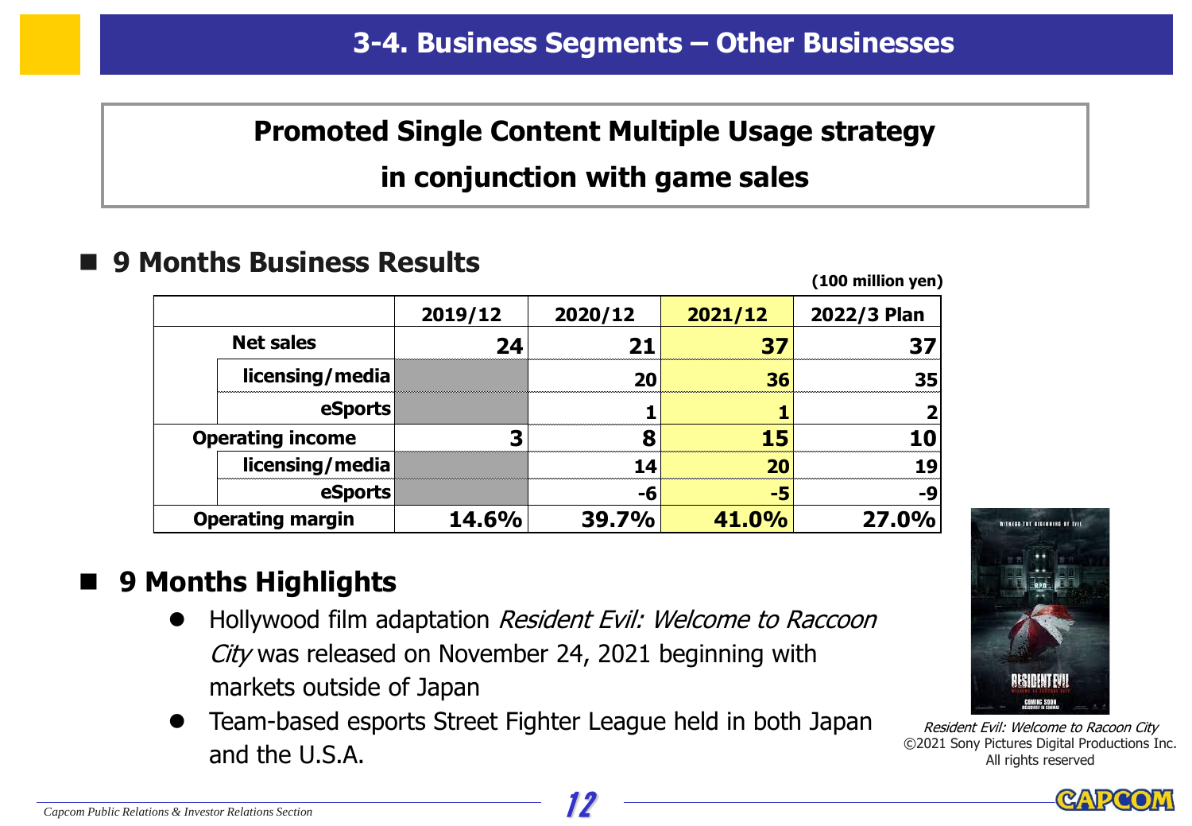# 3-4. Business Segments – Other Businesses

**Promoted Single Content Multiple Usage strategy in conjunction with game sales**

## 9 Months Business Results

(100 million yen)

| | | 2019/12 | 2020/12 | 2021/12 | 2022/3 Plan |
|---|---|---|---|---|---|
| Net sales | | 24 | 21 | 37 | 37 |
| | licensing/media | | 20 | 36 | 35 |
| | eSports | | 1 | 1 | 2 |
| Operating income | | 3 | 8 | 15 | 10 |
| | licensing/media | | 14 | 20 | 19 |
| | eSports | | -6 | -5 | -9 |
| Operating margin | | 14.6% | 39.7% | 41.0% | 27.0% |

## 9 Months Highlights

- Hollywood film adaptation *Resident Evil: Welcome to Raccoon City* was released on November 24, 2021 beginning with markets outside of Japan
- Team-based esports Street Fighter League held in both Japan and the U.S.A.

*Resident Evil: Welcome to Racoon City*
©2021 Sony Pictures Digital Productions Inc. All rights reserved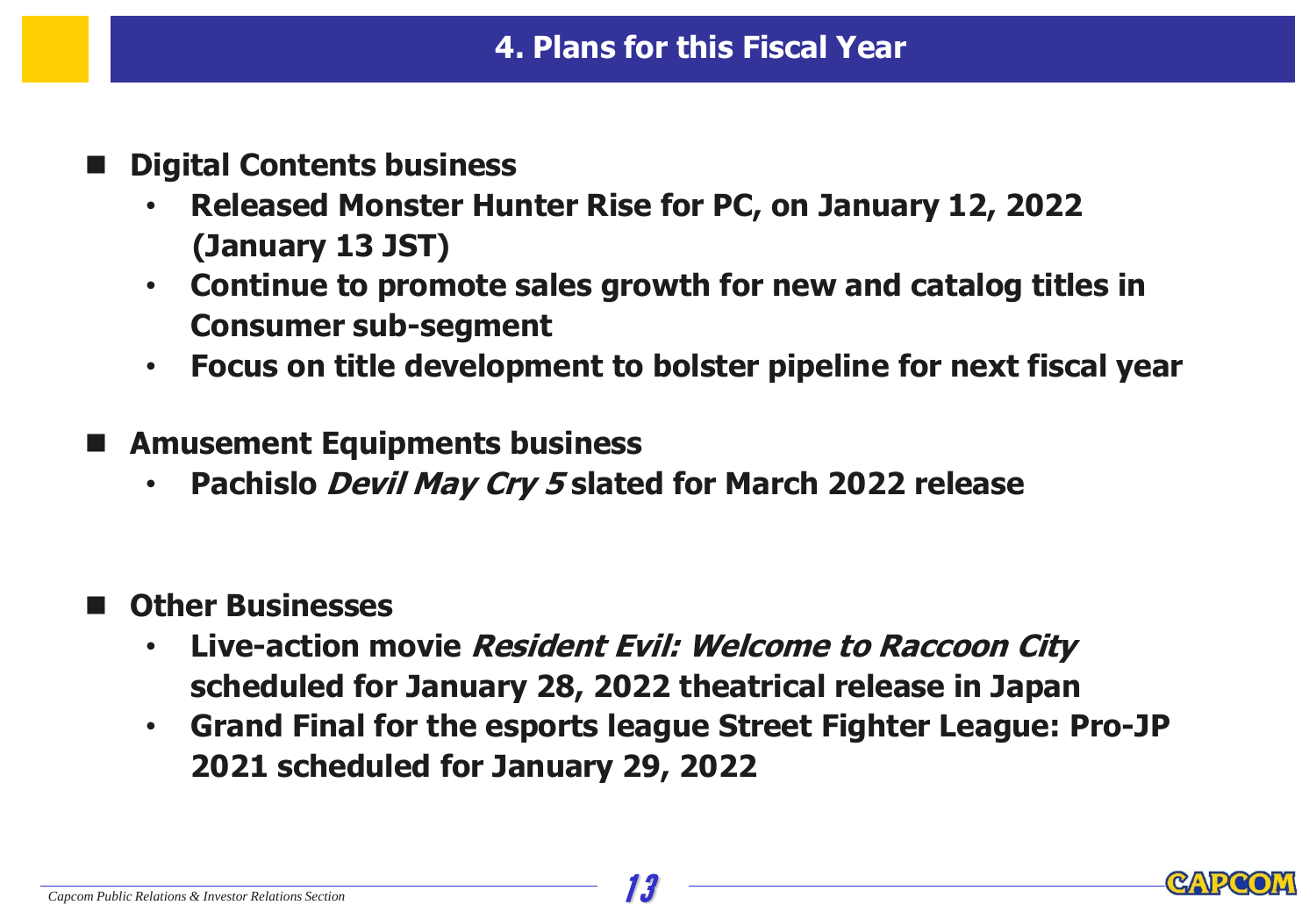# 4. Plans for this Fiscal Year

- **Digital Contents business**
  - **Released Monster Hunter Rise for PC, on January 12, 2022 (January 13 JST)**
  - **Continue to promote sales growth for new and catalog titles in Consumer sub-segment**
  - **Focus on title development to bolster pipeline for next fiscal year**

- **Amusement Equipments business**
  - **Pachislo *Devil May Cry 5* slated for March 2022 release**

- **Other Businesses**
  - **Live-action movie *Resident Evil: Welcome to Raccoon City* scheduled for January 28, 2022 theatrical release in Japan**
  - **Grand Final for the esports league Street Fighter League: Pro-JP 2021 scheduled for January 29, 2022**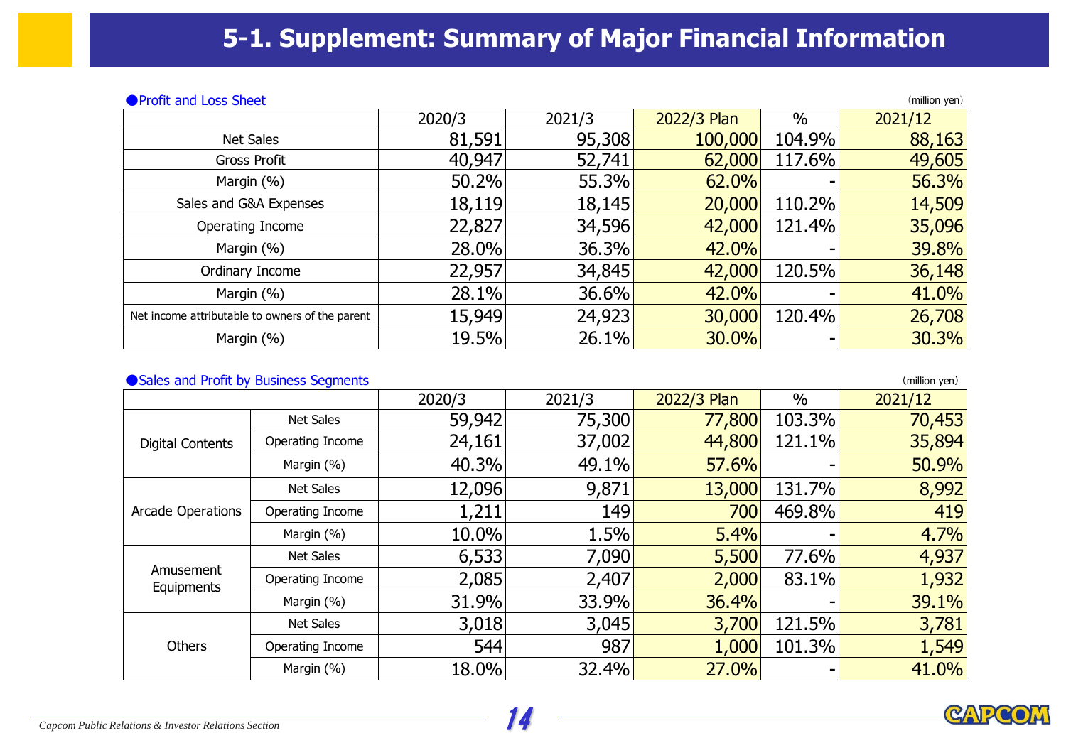# 5-1. Supplement: Summary of Major Financial Information

●Profit and Loss Sheet

(million yen)

| | 2020/3 | 2021/3 | 2022/3 Plan | % | 2021/12 |
|---|---|---|---|---|---|
| Net Sales | 81,591 | 95,308 | 100,000 | 104.9% | 88,163 |
| Gross Profit | 40,947 | 52,741 | 62,000 | 117.6% | 49,605 |
| Margin (%) | 50.2% | 55.3% | 62.0% | - | 56.3% |
| Sales and G&A Expenses | 18,119 | 18,145 | 20,000 | 110.2% | 14,509 |
| Operating Income | 22,827 | 34,596 | 42,000 | 121.4% | 35,096 |
| Margin (%) | 28.0% | 36.3% | 42.0% | - | 39.8% |
| Ordinary Income | 22,957 | 34,845 | 42,000 | 120.5% | 36,148 |
| Margin (%) | 28.1% | 36.6% | 42.0% | - | 41.0% |
| Net income attributable to owners of the parent | 15,949 | 24,923 | 30,000 | 120.4% | 26,708 |
| Margin (%) | 19.5% | 26.1% | 30.0% | - | 30.3% |

●Sales and Profit by Business Segments

(million yen)

| | | 2020/3 | 2021/3 | 2022/3 Plan | % | 2021/12 |
|---|---|---|---|---|---|---|
| Digital Contents | Net Sales | 59,942 | 75,300 | 77,800 | 103.3% | 70,453 |
| | Operating Income | 24,161 | 37,002 | 44,800 | 121.1% | 35,894 |
| | Margin (%) | 40.3% | 49.1% | 57.6% | - | 50.9% |
| Arcade Operations | Net Sales | 12,096 | 9,871 | 13,000 | 131.7% | 8,992 |
| | Operating Income | 1,211 | 149 | 700 | 469.8% | 419 |
| | Margin (%) | 10.0% | 1.5% | 5.4% | - | 4.7% |
| Amusement Equipments | Net Sales | 6,533 | 7,090 | 5,500 | 77.6% | 4,937 |
| | Operating Income | 2,085 | 2,407 | 2,000 | 83.1% | 1,932 |
| | Margin (%) | 31.9% | 33.9% | 36.4% | - | 39.1% |
| Others | Net Sales | 3,018 | 3,045 | 3,700 | 121.5% | 3,781 |
| | Operating Income | 544 | 987 | 1,000 | 101.3% | 1,549 |
| | Margin (%) | 18.0% | 32.4% | 27.0% | - | 41.0% |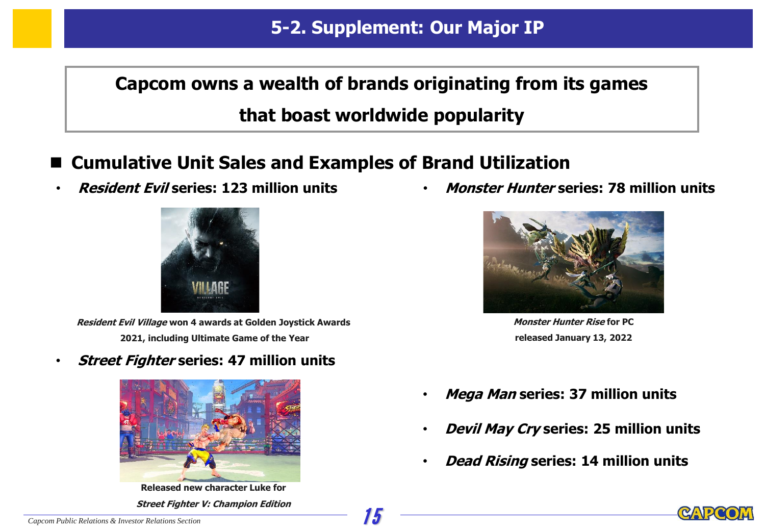# 5-2. Supplement: Our Major IP

**Capcom owns a wealth of brands originating from its games that boast worldwide popularity**

## Cumulative Unit Sales and Examples of Brand Utilization

- ***Resident Evil*** **series: 123 million units**

***Resident Evil Village*** **won 4 awards at Golden Joystick Awards 2021, including Ultimate Game of the Year**

- ***Street Fighter*** **series: 47 million units**

**Released new character Luke for *Street Fighter V: Champion Edition***

- ***Monster Hunter*** **series: 78 million units**

***Monster Hunter Rise*** **for PC released January 13, 2022**

- ***Mega Man*** **series: 37 million units**
- ***Devil May Cry*** **series: 25 million units**
- ***Dead Rising*** **series: 14 million units**